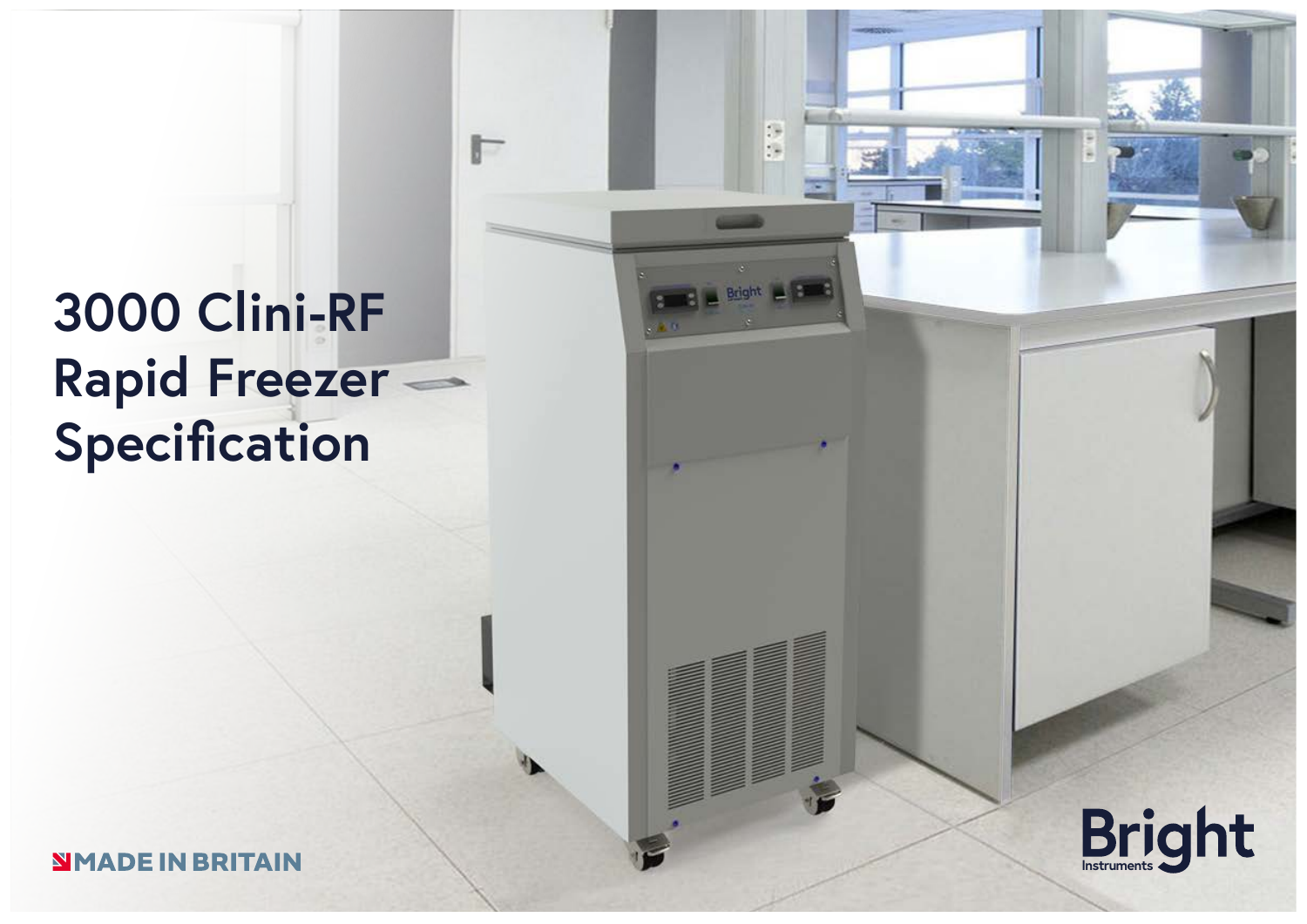# 3000 Clini-RF Rapid Freezer Specification

MADE IN BRITAIN

Bright Instruments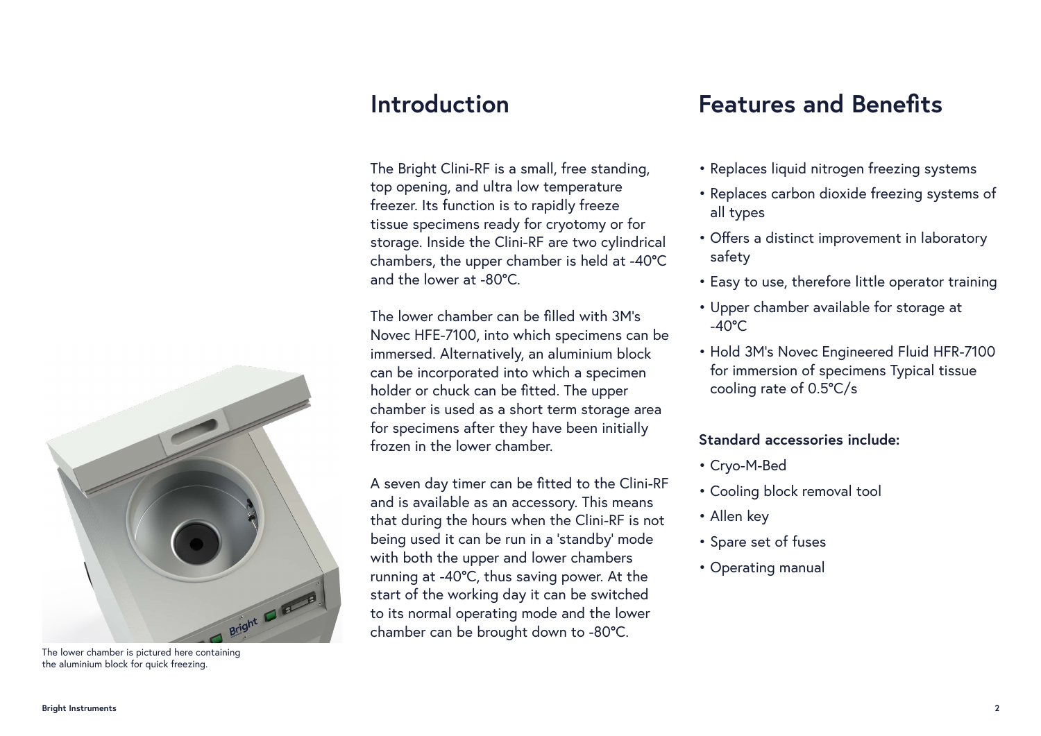The lower chamber is pictured here containing the aluminium block for quick freezing.

## Introduction

The Bright Clini-RF is a small, free standing, top opening, and ultra low temperature freezer. Its function is to rapidly freeze tissue specimens ready for cryotomy or for storage. Inside the Clini-RF are two cylindrical chambers, the upper chamber is held at -40°C and the lower at -80°C.

The lower chamber can be filled with 3M's Novec HFE-7100, into which specimens can be immersed. Alternatively, an aluminium block can be incorporated into which a specimen holder or chuck can be fitted. The upper chamber is used as a short term storage area for specimens after they have been initially frozen in the lower chamber.

A seven day timer can be fitted to the Clini-RF and is available as an accessory. This means that during the hours when the Clini-RF is not being used it can be run in a 'standby' mode with both the upper and lower chambers running at -40°C, thus saving power. At the start of the working day it can be switched to its normal operating mode and the lower chamber can be brought down to -80°C.

## Features and Benefits

- Replaces liquid nitrogen freezing systems
- Replaces carbon dioxide freezing systems of all types
- Offers a distinct improvement in laboratory safety
- Easy to use, therefore little operator training
- Upper chamber available for storage at -40°C
- Hold 3M's Novec Engineered Fluid HFR-7100 for immersion of specimens Typical tissue cooling rate of 0.5°C/s

**Standard accessories include:**

- Cryo-M-Bed
- Cooling block removal tool
- Allen key
- Spare set of fuses
- Operating manual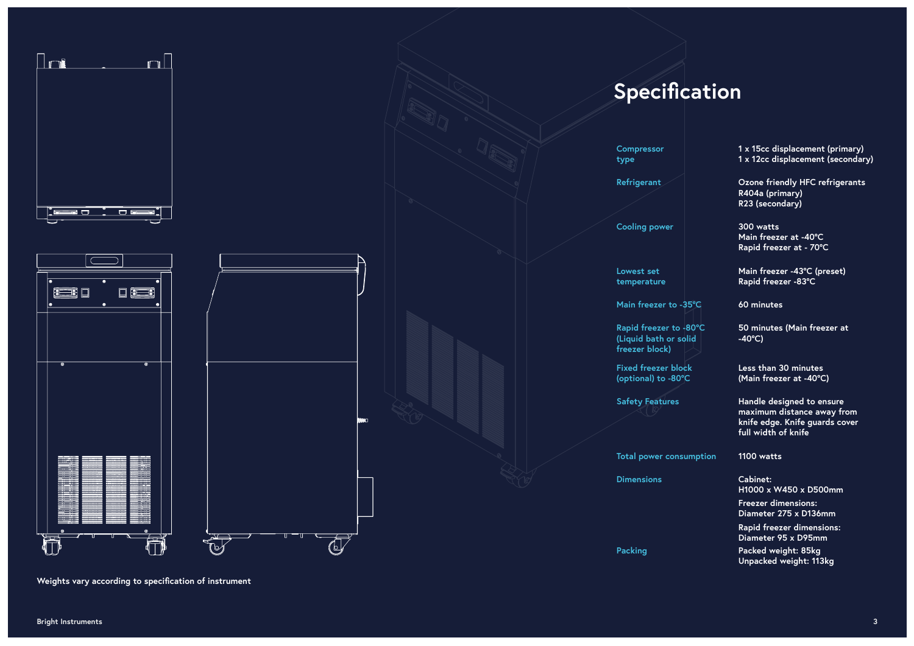# Specification

| | |
|---|---|
| Compressor type | 1 x 15cc displacement (primary)<br>1 x 12cc displacement (secondary) |
| Refrigerant | Ozone friendly HFC refrigerants<br>R404a (primary)<br>R23 (secondary) |
| Cooling power | 300 watts<br>Main freezer at -40°C<br>Rapid freezer at - 70°C |
| Lowest set temperature | Main freezer -43°C (preset)<br>Rapid freezer -83°C |
| Main freezer to -35°C | 60 minutes |
| Rapid freezer to -80°C (Liquid bath or solid freezer block) | 50 minutes (Main freezer at -40°C) |
| Fixed freezer block (optional) to -80°C | Less than 30 minutes<br>(Main freezer at -40°C) |
| Safety Features | Handle designed to ensure maximum distance away from knife edge. Knife guards cover full width of knife |
| Total power consumption | 1100 watts |
| Dimensions | Cabinet:<br>H1000 x W450 x D500mm<br>Freezer dimensions:<br>Diameter 275 x D136mm<br>Rapid freezer dimensions:<br>Diameter 95 x D95mm |
| Packing | Packed weight: 85kg<br>Unpacked weight: 113kg |

Weights vary according to specification of instrument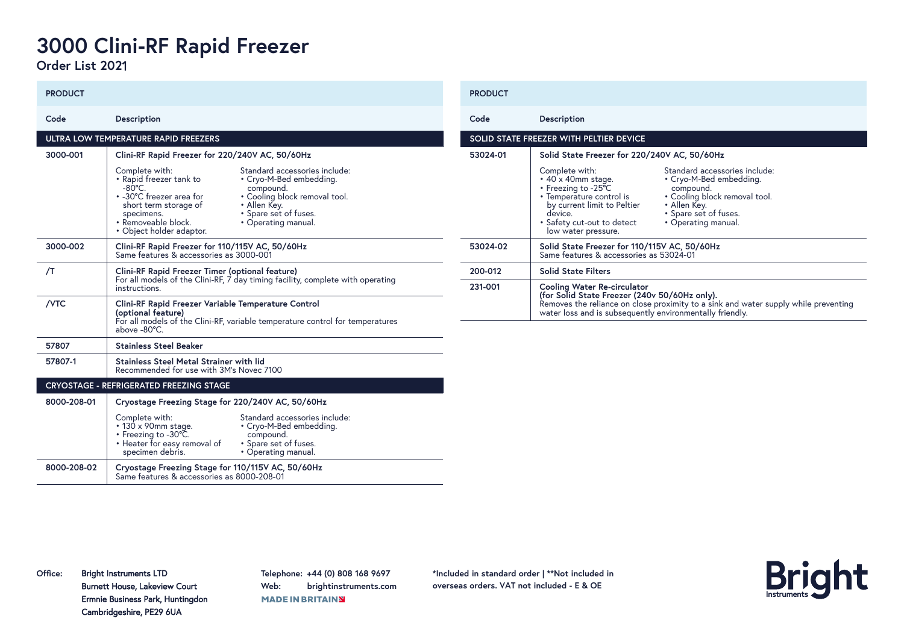# 3000 Clini-RF Rapid Freezer

## Order List 2021

| PRODUCT | |
|---|---|
| **Code** | **Description** |
| **ULTRA LOW TEMPERATURE RAPID FREEZERS** | |
| 3000-001 | **Clini-RF Rapid Freezer for 220/240V AC, 50/60Hz**<br>Complete with:<br>• Rapid freezer tank to -80°C.<br>• -30°C freezer area for short term storage of specimens.<br>• Removeable block.<br>• Object holder adaptor.<br>Standard accessories include:<br>• Cryo-M-Bed embedding. compound.<br>• Cooling block removal tool.<br>• Allen Key.<br>• Spare set of fuses.<br>• Operating manual. |
| 3000-002 | **Clini-RF Rapid Freezer for 110/115V AC, 50/60Hz**<br>Same features & accessories as 3000-001 |
| /T | **Clini-RF Rapid Freezer Timer (optional feature)**<br>For all models of the Clini-RF, 7 day timing facility, complete with operating instructions. |
| /VTC | **Clini-RF Rapid Freezer Variable Temperature Control (optional feature)**<br>For all models of the Clini-RF, variable temperature control for temperatures above -80°C. |
| 57807 | **Stainless Steel Beaker** |
| 57807-1 | **Stainless Steel Metal Strainer with lid**<br>Recommended for use with 3M's Novec 7100 |
| **CRYOSTAGE - REFRIGERATED FREEZING STAGE** | |
| 8000-208-01 | **Cryostage Freezing Stage for 220/240V AC, 50/60Hz**<br>Complete with:<br>• 130 x 90mm stage.<br>• Freezing to -30°C.<br>• Heater for easy removal of specimen debris.<br>Standard accessories include:<br>• Cryo-M-Bed embedding. compound.<br>• Spare set of fuses.<br>• Operating manual. |
| 8000-208-02 | **Cryostage Freezing Stage for 110/115V AC, 50/60Hz**<br>Same features & accessories as 8000-208-01 |

| PRODUCT | |
|---|---|
| **Code** | **Description** |
| **SOLID STATE FREEZER WITH PELTIER DEVICE** | |
| 53024-01 | **Solid State Freezer for 220/240V AC, 50/60Hz**<br>Complete with:<br>• 40 x 40mm stage.<br>• Freezing to -25°C<br>• Temperature control is by current limit to Peltier device.<br>• Safety cut-out to detect low water pressure.<br>Standard accessories include:<br>• Cryo-M-Bed embedding. compound.<br>• Cooling block removal tool.<br>• Allen Key.<br>• Spare set of fuses.<br>• Operating manual. |
| 53024-02 | **Solid State Freezer for 110/115V AC, 50/60Hz**<br>Same features & accessories as 53024-01 |
| 200-012 | **Solid State Filters** |
| 231-001 | **Cooling Water Re-circulator (for Solid State Freezer (240v 50/60Hz only).**<br>Removes the reliance on close proximity to a sink and water supply while preventing water loss and is subsequently environmentally friendly. |

**Office:** Bright Instruments LTD
Burnett House, Lakeview Court
Ermnie Business Park, Huntingdon
Cambridgeshire, PE29 6UA

**Telephone:** +44 (0) 808 168 9697
**Web:** brightinstruments.com

MADE IN BRITAIN

*Included in standard order | **Not included in overseas orders. VAT not included - E & OE

Bright Instruments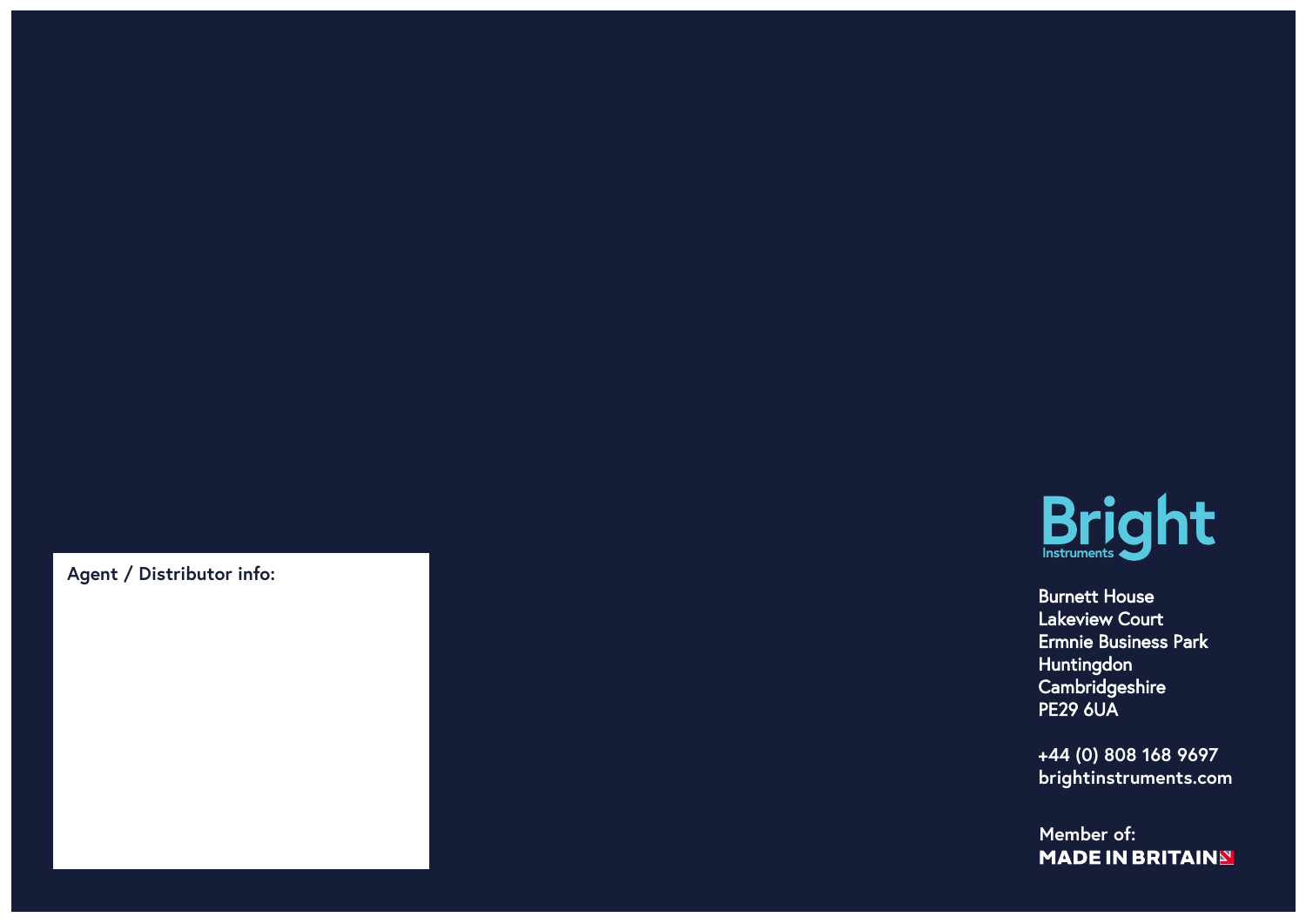Agent / Distributor info:

Bright
Instruments

Burnett House
Lakeview Court
Ermnie Business Park
Huntingdon
Cambridgeshire
PE29 6UA

+44 (0) 808 168 9697
brightinstruments.com

Member of:
MADE IN BRITAIN